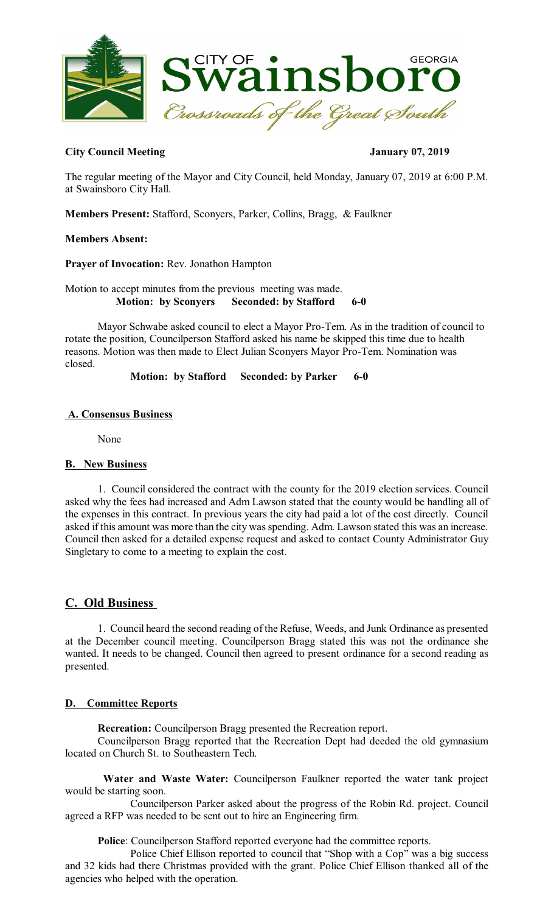**City Council Meeting** **January 07, 2019**

The regular meeting of the Mayor and City Council, held Monday, January 07, 2019 at 6:00 P.M. at Swainsboro City Hall.

**Members Present:** Stafford, Sconyers, Parker, Collins, Bragg, & Faulkner

**Members Absent:**

**Prayer of Invocation:** Rev. Jonathon Hampton

Motion to accept minutes from the previous meeting was made.
**Motion: by Sconyers Seconded: by Stafford 6-0**

Mayor Schwabe asked council to elect a Mayor Pro-Tem. As in the tradition of council to rotate the position, Councilperson Stafford asked his name be skipped this time due to health reasons. Motion was then made to Elect Julian Sconyers Mayor Pro-Tem. Nomination was closed.

**Motion: by Stafford Seconded: by Parker 6-0**

## A. Consensus Business

None

## B. New Business

1. Council considered the contract with the county for the 2019 election services. Council asked why the fees had increased and Adm Lawson stated that the county would be handling all of the expenses in this contract. In previous years the city had paid a lot of the cost directly. Council asked if this amount was more than the city was spending. Adm. Lawson stated this was an increase. Council then asked for a detailed expense request and asked to contact County Administrator Guy Singletary to come to a meeting to explain the cost.

## C. Old Business

1. Council heard the second reading of the Refuse, Weeds, and Junk Ordinance as presented at the December council meeting. Councilperson Bragg stated this was not the ordinance she wanted. It needs to be changed. Council then agreed to present ordinance for a second reading as presented.

## D. Committee Reports

**Recreation:** Councilperson Bragg presented the Recreation report.

Councilperson Bragg reported that the Recreation Dept had deeded the old gymnasium located on Church St. to Southeastern Tech.

**Water and Waste Water:** Councilperson Faulkner reported the water tank project would be starting soon.

Councilperson Parker asked about the progress of the Robin Rd. project. Council agreed a RFP was needed to be sent out to hire an Engineering firm.

**Police**: Councilperson Stafford reported everyone had the committee reports.

Police Chief Ellison reported to council that "Shop with a Cop" was a big success and 32 kids had there Christmas provided with the grant. Police Chief Ellison thanked all of the agencies who helped with the operation.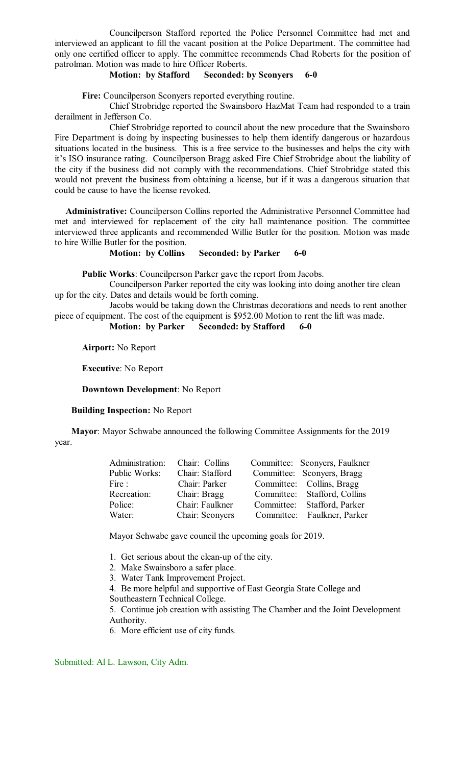Councilperson Stafford reported the Police Personnel Committee had met and interviewed an applicant to fill the vacant position at the Police Department. The committee had only one certified officer to apply. The committee recommends Chad Roberts for the position of patrolman. Motion was made to hire Officer Roberts.

**Motion: by Stafford  Seconded: by Sconyers  6-0**

**Fire:** Councilperson Sconyers reported everything routine.

Chief Strobridge reported the Swainsboro HazMat Team had responded to a train derailment in Jefferson Co.

Chief Strobridge reported to council about the new procedure that the Swainsboro Fire Department is doing by inspecting businesses to help them identify dangerous or hazardous situations located in the business. This is a free service to the businesses and helps the city with it's ISO insurance rating. Councilperson Bragg asked Fire Chief Strobridge about the liability of the city if the business did not comply with the recommendations. Chief Strobridge stated this would not prevent the business from obtaining a license, but if it was a dangerous situation that could be cause to have the license revoked.

**Administrative:** Councilperson Collins reported the Administrative Personnel Committee had met and interviewed for replacement of the city hall maintenance position. The committee interviewed three applicants and recommended Willie Butler for the position. Motion was made to hire Willie Butler for the position.

**Motion: by Collins  Seconded: by Parker  6-0**

**Public Works**: Councilperson Parker gave the report from Jacobs.

Councilperson Parker reported the city was looking into doing another tire clean up for the city. Dates and details would be forth coming.

Jacobs would be taking down the Christmas decorations and needs to rent another piece of equipment. The cost of the equipment is $952.00 Motion to rent the lift was made.

**Motion: by Parker  Seconded: by Stafford  6-0**

**Airport:** No Report

**Executive**: No Report

**Downtown Development**: No Report

**Building Inspection:** No Report

**Mayor**: Mayor Schwabe announced the following Committee Assignments for the 2019 year.

| | | |
|---|---|---|
| Administration: | Chair: Collins | Committee: Sconyers, Faulkner |
| Public Works: | Chair: Stafford | Committee: Sconyers, Bragg |
| Fire : | Chair: Parker | Committee: Collins, Bragg |
| Recreation: | Chair: Bragg | Committee: Stafford, Collins |
| Police: | Chair: Faulkner | Committee: Stafford, Parker |
| Water: | Chair: Sconyers | Committee: Faulkner, Parker |

Mayor Schwabe gave council the upcoming goals for 2019.

1. Get serious about the clean-up of the city.
2. Make Swainsboro a safer place.
3. Water Tank Improvement Project.
4. Be more helpful and supportive of East Georgia State College and Southeastern Technical College.
5. Continue job creation with assisting The Chamber and the Joint Development Authority.
6. More efficient use of city funds.

Submitted: Al L. Lawson, City Adm.